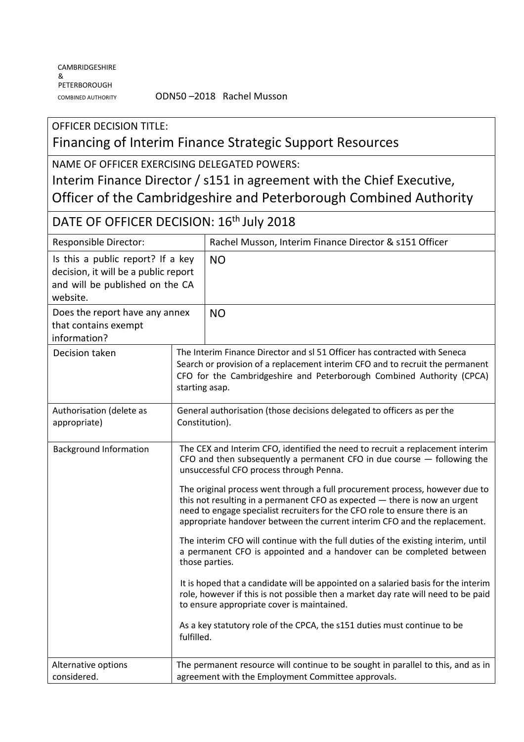CAMBRIDGESHIRE
&
PETERBOROUGH
COMBINED AUTHORITY

ODN50 –2018 Rachel Musson

OFFICER DECISION TITLE:

## Financing of Interim Finance Strategic Support Resources

NAME OF OFFICER EXERCISING DELEGATED POWERS:

## Interim Finance Director / s151 in agreement with the Chief Executive, Officer of the Cambridgeshire and Peterborough Combined Authority

## DATE OF OFFICER DECISION: 16th July 2018

| | |
|---|---|
| Responsible Director: | Rachel Musson, Interim Finance Director & s151 Officer |
| Is this a public report? If a key decision, it will be a public report and will be published on the CA website. | NO |
| Does the report have any annex that contains exempt information? | NO |
| Decision taken | The Interim Finance Director and sl 51 Officer has contracted with Seneca Search or provision of a replacement interim CFO and to recruit the permanent CFO for the Cambridgeshire and Peterborough Combined Authority (CPCA) starting asap. |
| Authorisation (delete as appropriate) | General authorisation (those decisions delegated to officers as per the Constitution). |
| Background Information | The CEX and Interim CFO, identified the need to recruit a replacement interim CFO and then subsequently a permanent CFO in due course — following the unsuccessful CFO process through Penna.<br><br>The original process went through a full procurement process, however due to this not resulting in a permanent CFO as expected — there is now an urgent need to engage specialist recruiters for the CFO role to ensure there is an appropriate handover between the current interim CFO and the replacement.<br><br>The interim CFO will continue with the full duties of the existing interim, until a permanent CFO is appointed and a handover can be completed between those parties.<br><br>It is hoped that a candidate will be appointed on a salaried basis for the interim role, however if this is not possible then a market day rate will need to be paid to ensure appropriate cover is maintained.<br><br>As a key statutory role of the CPCA, the s151 duties must continue to be fulfilled. |
| Alternative options considered. | The permanent resource will continue to be sought in parallel to this, and as in agreement with the Employment Committee approvals. |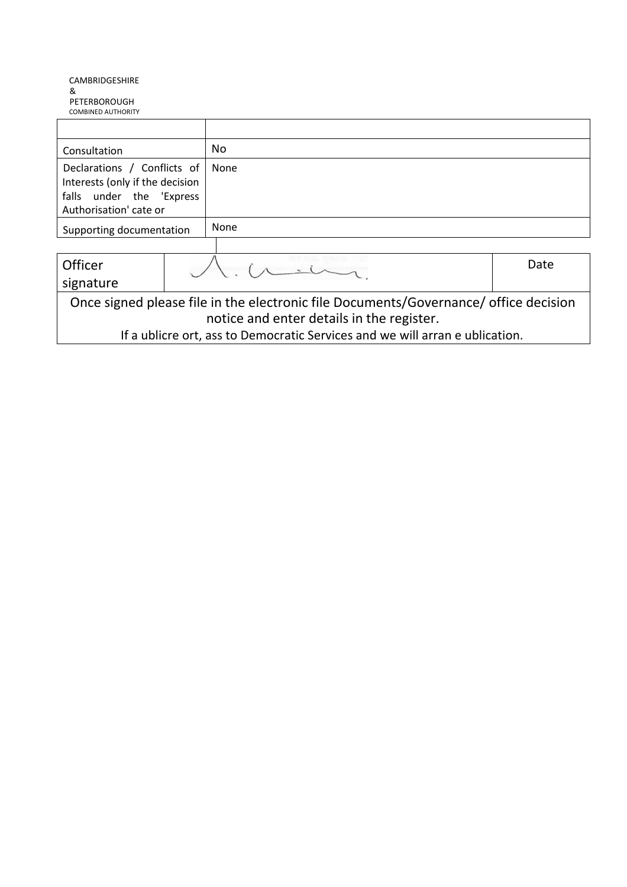CAMBRIDGESHIRE
&
PETERBOROUGH
COMBINED AUTHORITY

| | |
|---|---|
| Consultation | No |
| Declarations / Conflicts of Interests (only if the decision falls under the 'Express Authorisation' cate or | None |
| Supporting documentation | None |

| | | |
|---|---|---|
| Officer signature | | Date |

Once signed please file in the electronic file Documents/Governance/ office decision notice and enter details in the register.

If a ublicre ort, ass to Democratic Services and we will arran e ublication.